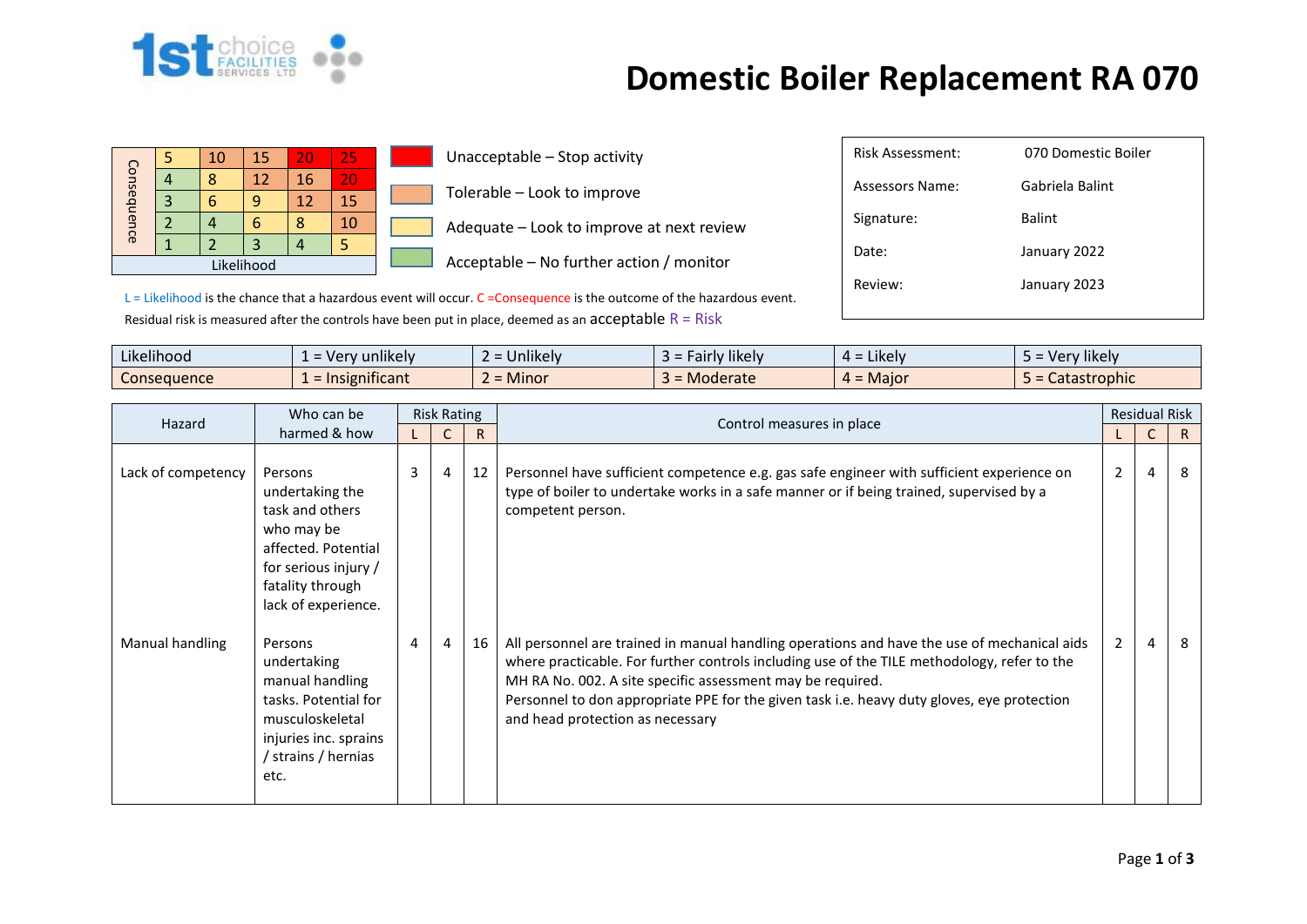# Domestic Boiler Replacement RA 070

| Consequence | | | | | |
|---|---|---|---|---|---|
| 5 | 5 | 10 | 15 | 20 | 25 |
| 4 | 4 | 8 | 12 | 16 | 20 |
| 3 | 3 | 6 | 9 | 12 | 15 |
| 2 | 2 | 4 | 6 | 8 | 10 |
| 1 | 1 | 2 | 3 | 4 | 5 |
| | Likelihood | | | | |

- Unacceptable – Stop activity
- Tolerable – Look to improve
- Adequate – Look to improve at next review
- Acceptable – No further action / monitor

| | |
|---|---|
| Risk Assessment: | 070 Domestic Boiler |
| Assessors Name: | Gabriela Balint |
| Signature: | Balint |
| Date: | January 2022 |
| Review: | January 2023 |

L = Likelihood is the chance that a hazardous event will occur. C =Consequence is the outcome of the hazardous event.
Residual risk is measured after the controls have been put in place, deemed as an acceptable R = Risk

| | | | | | |
|---|---|---|---|---|---|
| Likelihood | 1 = Very unlikely | 2 = Unlikely | 3 = Fairly likely | 4 = Likely | 5 = Very likely |
| Consequence | 1 = Insignificant | 2 = Minor | 3 = Moderate | 4 = Major | 5 = Catastrophic |

| Hazard | Who can be harmed & how | Risk Rating | | | Control measures in place | Residual Risk | | |
|---|---|---|---|---|---|---|---|---|
| | | L | C | R | | L | C | R |
| Lack of competency | Persons undertaking the task and others who may be affected. Potential for serious injury / fatality through lack of experience. | 3 | 4 | 12 | Personnel have sufficient competence e.g. gas safe engineer with sufficient experience on type of boiler to undertake works in a safe manner or if being trained, supervised by a competent person. | 2 | 4 | 8 |
| Manual handling | Persons undertaking manual handling tasks. Potential for musculoskeletal injuries inc. sprains / strains / hernias etc. | 4 | 4 | 16 | All personnel are trained in manual handling operations and have the use of mechanical aids where practicable. For further controls including use of the TILE methodology, refer to the MH RA No. 002. A site specific assessment may be required.<br>Personnel to don appropriate PPE for the given task i.e. heavy duty gloves, eye protection and head protection as necessary | 2 | 4 | 8 |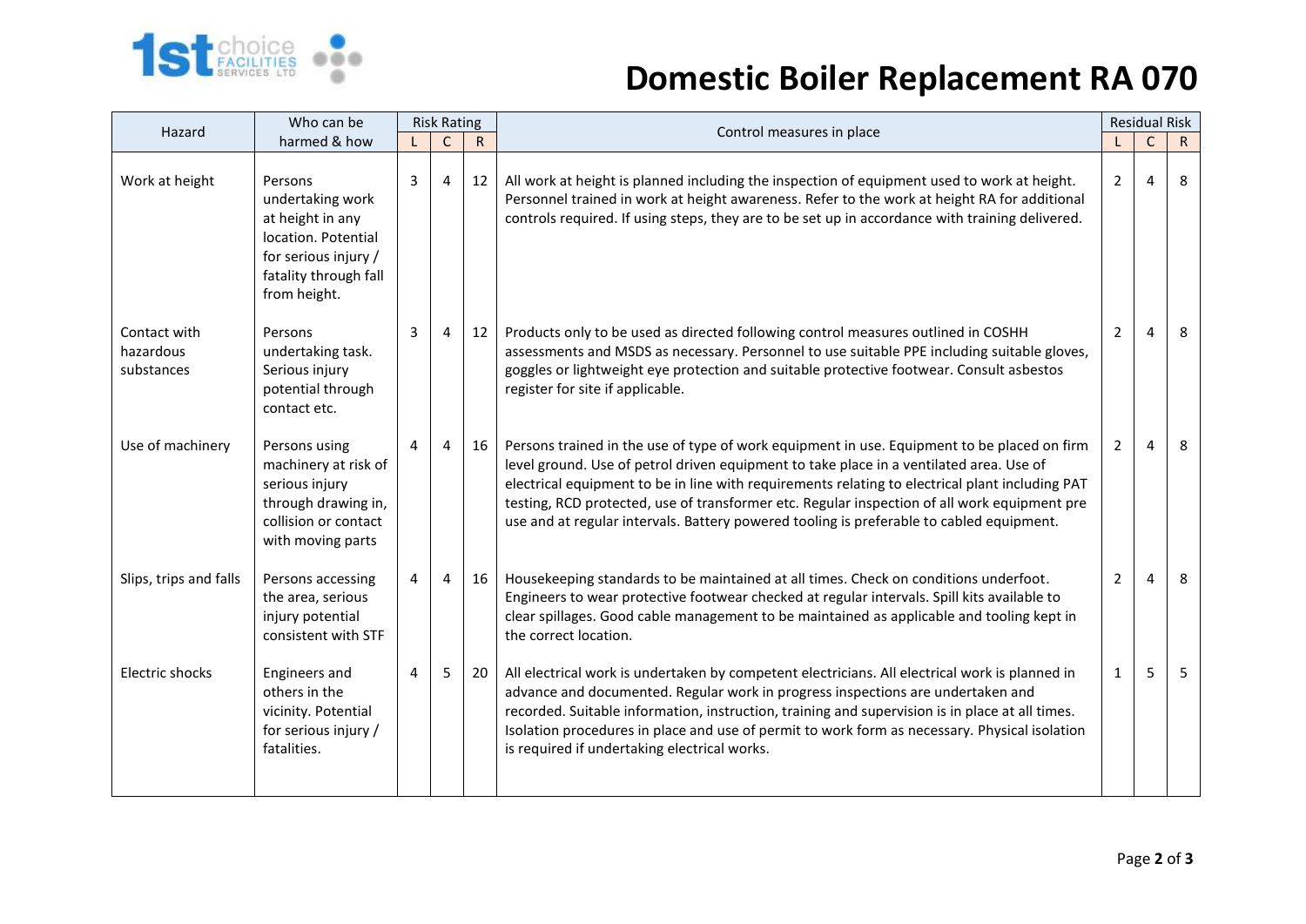# Domestic Boiler Replacement RA 070

| Hazard | Who can be harmed & how | Risk Rating | | | Control measures in place | Residual Risk | | |
|---|---|---|---|---|---|---|---|---|
| | | L | C | R | | L | C | R |
| Work at height | Persons undertaking work at height in any location. Potential for serious injury / fatality through fall from height. | 3 | 4 | 12 | All work at height is planned including the inspection of equipment used to work at height. Personnel trained in work at height awareness. Refer to the work at height RA for additional controls required. If using steps, they are to be set up in accordance with training delivered. | 2 | 4 | 8 |
| Contact with hazardous substances | Persons undertaking task. Serious injury potential through contact etc. | 3 | 4 | 12 | Products only to be used as directed following control measures outlined in COSHH assessments and MSDS as necessary. Personnel to use suitable PPE including suitable gloves, goggles or lightweight eye protection and suitable protective footwear. Consult asbestos register for site if applicable. | 2 | 4 | 8 |
| Use of machinery | Persons using machinery at risk of serious injury through drawing in, collision or contact with moving parts | 4 | 4 | 16 | Persons trained in the use of type of work equipment in use. Equipment to be placed on firm level ground. Use of petrol driven equipment to take place in a ventilated area. Use of electrical equipment to be in line with requirements relating to electrical plant including PAT testing, RCD protected, use of transformer etc. Regular inspection of all work equipment pre use and at regular intervals. Battery powered tooling is preferable to cabled equipment. | 2 | 4 | 8 |
| Slips, trips and falls | Persons accessing the area, serious injury potential consistent with STF | 4 | 4 | 16 | Housekeeping standards to be maintained at all times. Check on conditions underfoot. Engineers to wear protective footwear checked at regular intervals. Spill kits available to clear spillages. Good cable management to be maintained as applicable and tooling kept in the correct location. | 2 | 4 | 8 |
| Electric shocks | Engineers and others in the vicinity. Potential for serious injury / fatalities. | 4 | 5 | 20 | All electrical work is undertaken by competent electricians. All electrical work is planned in advance and documented. Regular work in progress inspections are undertaken and recorded. Suitable information, instruction, training and supervision is in place at all times. Isolation procedures in place and use of permit to work form as necessary. Physical isolation is required if undertaking electrical works. | 1 | 5 | 5 |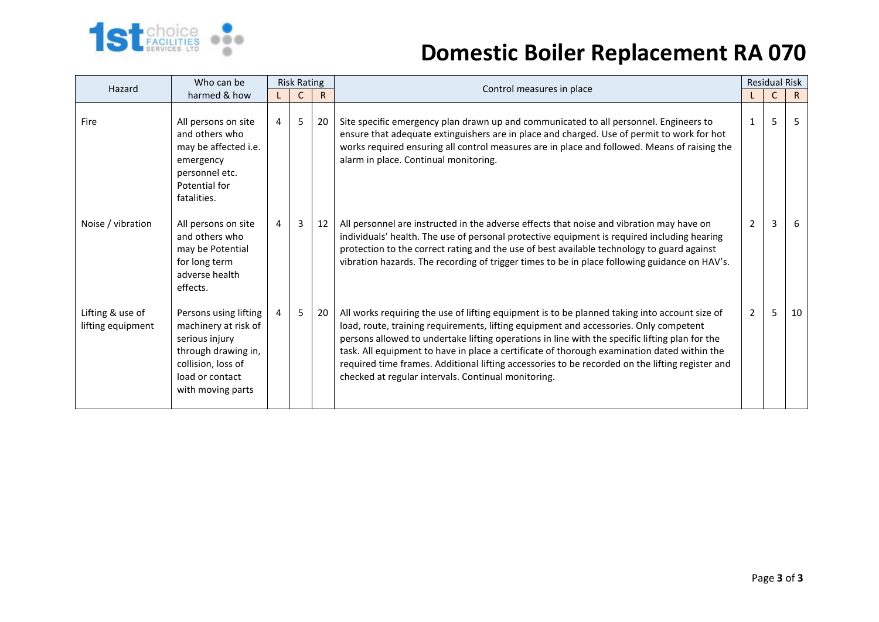# Domestic Boiler Replacement RA 070

| Hazard | Who can be harmed & how | Risk Rating | | | Control measures in place | Residual Risk | | |
|---|---|---|---|---|---|---|---|---|
| | | L | C | R | | L | C | R |
| Fire | All persons on site and others who may be affected i.e. emergency personnel etc. Potential for fatalities. | 4 | 5 | 20 | Site specific emergency plan drawn up and communicated to all personnel. Engineers to ensure that adequate extinguishers are in place and charged. Use of permit to work for hot works required ensuring all control measures are in place and followed. Means of raising the alarm in place. Continual monitoring. | 1 | 5 | 5 |
| Noise / vibration | All persons on site and others who may be Potential for long term adverse health effects. | 4 | 3 | 12 | All personnel are instructed in the adverse effects that noise and vibration may have on individuals' health. The use of personal protective equipment is required including hearing protection to the correct rating and the use of best available technology to guard against vibration hazards. The recording of trigger times to be in place following guidance on HAV's. | 2 | 3 | 6 |
| Lifting & use of lifting equipment | Persons using lifting machinery at risk of serious injury through drawing in, collision, loss of load or contact with moving parts | 4 | 5 | 20 | All works requiring the use of lifting equipment is to be planned taking into account size of load, route, training requirements, lifting equipment and accessories. Only competent persons allowed to undertake lifting operations in line with the specific lifting plan for the task. All equipment to have in place a certificate of thorough examination dated within the required time frames. Additional lifting accessories to be recorded on the lifting register and checked at regular intervals. Continual monitoring. | 2 | 5 | 10 |